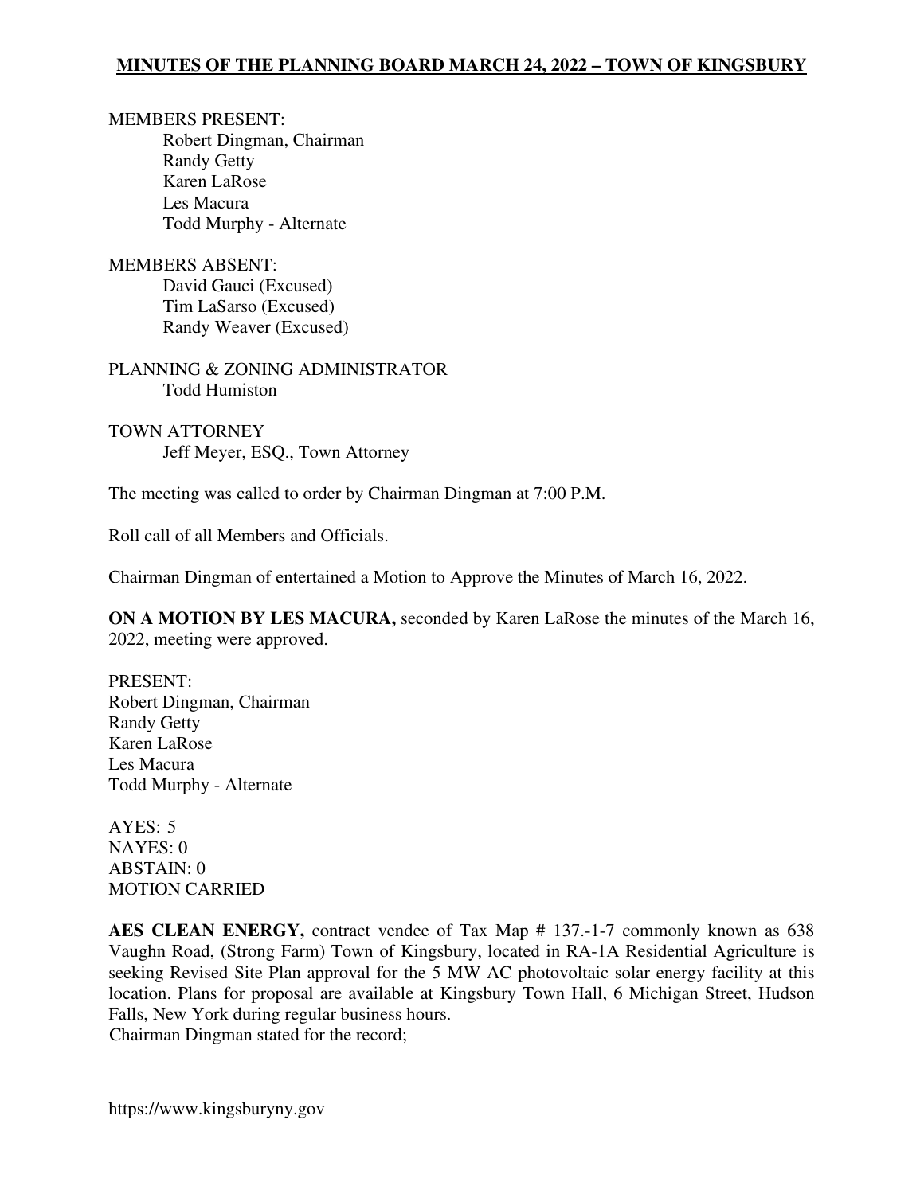# MINUTES OF THE PLANNING BOARD MARCH 24, 2022 – TOWN OF KINGSBURY

MEMBERS PRESENT:
- Robert Dingman, Chairman
- Randy Getty
- Karen LaRose
- Les Macura
- Todd Murphy - Alternate

MEMBERS ABSENT:
- David Gauci (Excused)
- Tim LaSarso (Excused)
- Randy Weaver (Excused)

PLANNING & ZONING ADMINISTRATOR
- Todd Humiston

TOWN ATTORNEY
- Jeff Meyer, ESQ., Town Attorney

The meeting was called to order by Chairman Dingman at 7:00 P.M.

Roll call of all Members and Officials.

Chairman Dingman of entertained a Motion to Approve the Minutes of March 16, 2022.

**ON A MOTION BY LES MACURA,** seconded by Karen LaRose the minutes of the March 16, 2022, meeting were approved.

PRESENT:
Robert Dingman, Chairman
Randy Getty
Karen LaRose
Les Macura
Todd Murphy - Alternate

AYES: 5
NAYES: 0
ABSTAIN: 0
MOTION CARRIED

**AES CLEAN ENERGY,** contract vendee of Tax Map # 137.-1-7 commonly known as 638 Vaughn Road, (Strong Farm) Town of Kingsbury, located in RA-1A Residential Agriculture is seeking Revised Site Plan approval for the 5 MW AC photovoltaic solar energy facility at this location. Plans for proposal are available at Kingsbury Town Hall, 6 Michigan Street, Hudson Falls, New York during regular business hours.
Chairman Dingman stated for the record;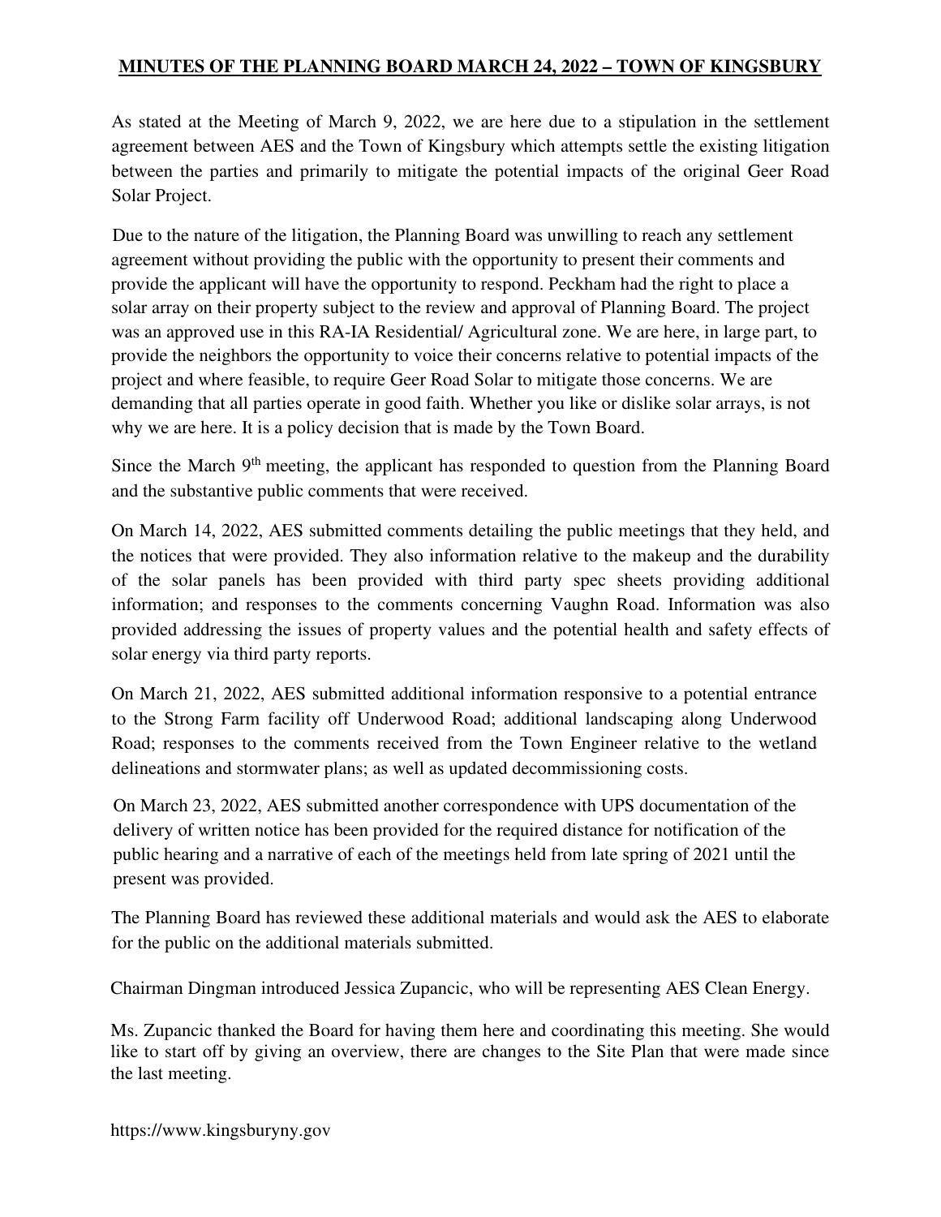**MINUTES OF THE PLANNING BOARD MARCH 24, 2022 – TOWN OF KINGSBURY**

As stated at the Meeting of March 9, 2022, we are here due to a stipulation in the settlement agreement between AES and the Town of Kingsbury which attempts settle the existing litigation between the parties and primarily to mitigate the potential impacts of the original Geer Road Solar Project.

Due to the nature of the litigation, the Planning Board was unwilling to reach any settlement agreement without providing the public with the opportunity to present their comments and provide the applicant will have the opportunity to respond. Peckham had the right to place a solar array on their property subject to the review and approval of Planning Board. The project was an approved use in this RA-IA Residential/ Agricultural zone. We are here, in large part, to provide the neighbors the opportunity to voice their concerns relative to potential impacts of the project and where feasible, to require Geer Road Solar to mitigate those concerns. We are demanding that all parties operate in good faith. Whether you like or dislike solar arrays, is not why we are here. It is a policy decision that is made by the Town Board.

Since the March 9th meeting, the applicant has responded to question from the Planning Board and the substantive public comments that were received.

On March 14, 2022, AES submitted comments detailing the public meetings that they held, and the notices that were provided. They also information relative to the makeup and the durability of the solar panels has been provided with third party spec sheets providing additional information; and responses to the comments concerning Vaughn Road. Information was also provided addressing the issues of property values and the potential health and safety effects of solar energy via third party reports.

On March 21, 2022, AES submitted additional information responsive to a potential entrance to the Strong Farm facility off Underwood Road; additional landscaping along Underwood Road; responses to the comments received from the Town Engineer relative to the wetland delineations and stormwater plans; as well as updated decommissioning costs.

On March 23, 2022, AES submitted another correspondence with UPS documentation of the delivery of written notice has been provided for the required distance for notification of the public hearing and a narrative of each of the meetings held from late spring of 2021 until the present was provided.

The Planning Board has reviewed these additional materials and would ask the AES to elaborate for the public on the additional materials submitted.

Chairman Dingman introduced Jessica Zupancic, who will be representing AES Clean Energy.

Ms. Zupancic thanked the Board for having them here and coordinating this meeting. She would like to start off by giving an overview, there are changes to the Site Plan that were made since the last meeting.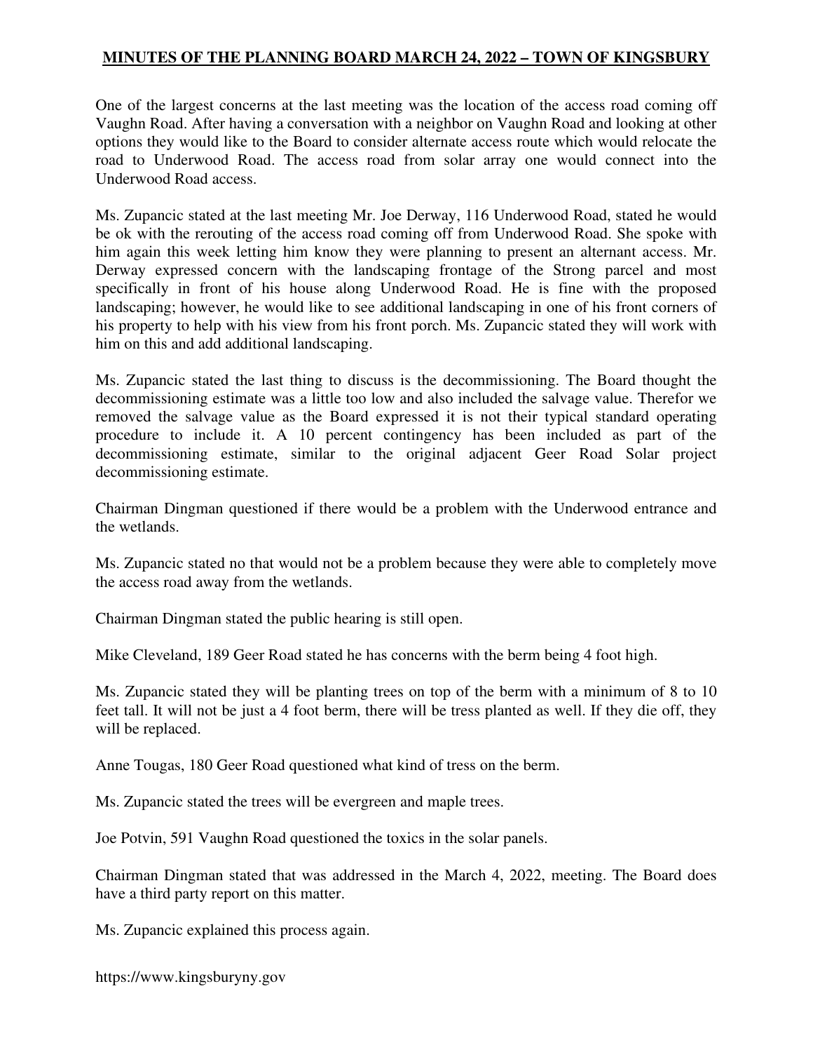One of the largest concerns at the last meeting was the location of the access road coming off Vaughn Road. After having a conversation with a neighbor on Vaughn Road and looking at other options they would like to the Board to consider alternate access route which would relocate the road to Underwood Road. The access road from solar array one would connect into the Underwood Road access.

Ms. Zupancic stated at the last meeting Mr. Joe Derway, 116 Underwood Road, stated he would be ok with the rerouting of the access road coming off from Underwood Road. She spoke with him again this week letting him know they were planning to present an alternant access. Mr. Derway expressed concern with the landscaping frontage of the Strong parcel and most specifically in front of his house along Underwood Road. He is fine with the proposed landscaping; however, he would like to see additional landscaping in one of his front corners of his property to help with his view from his front porch. Ms. Zupancic stated they will work with him on this and add additional landscaping.

Ms. Zupancic stated the last thing to discuss is the decommissioning. The Board thought the decommissioning estimate was a little too low and also included the salvage value. Therefor we removed the salvage value as the Board expressed it is not their typical standard operating procedure to include it. A 10 percent contingency has been included as part of the decommissioning estimate, similar to the original adjacent Geer Road Solar project decommissioning estimate.

Chairman Dingman questioned if there would be a problem with the Underwood entrance and the wetlands.

Ms. Zupancic stated no that would not be a problem because they were able to completely move the access road away from the wetlands.

Chairman Dingman stated the public hearing is still open.

Mike Cleveland, 189 Geer Road stated he has concerns with the berm being 4 foot high.

Ms. Zupancic stated they will be planting trees on top of the berm with a minimum of 8 to 10 feet tall. It will not be just a 4 foot berm, there will be tress planted as well. If they die off, they will be replaced.

Anne Tougas, 180 Geer Road questioned what kind of tress on the berm.

Ms. Zupancic stated the trees will be evergreen and maple trees.

Joe Potvin, 591 Vaughn Road questioned the toxics in the solar panels.

Chairman Dingman stated that was addressed in the March 4, 2022, meeting. The Board does have a third party report on this matter.

Ms. Zupancic explained this process again.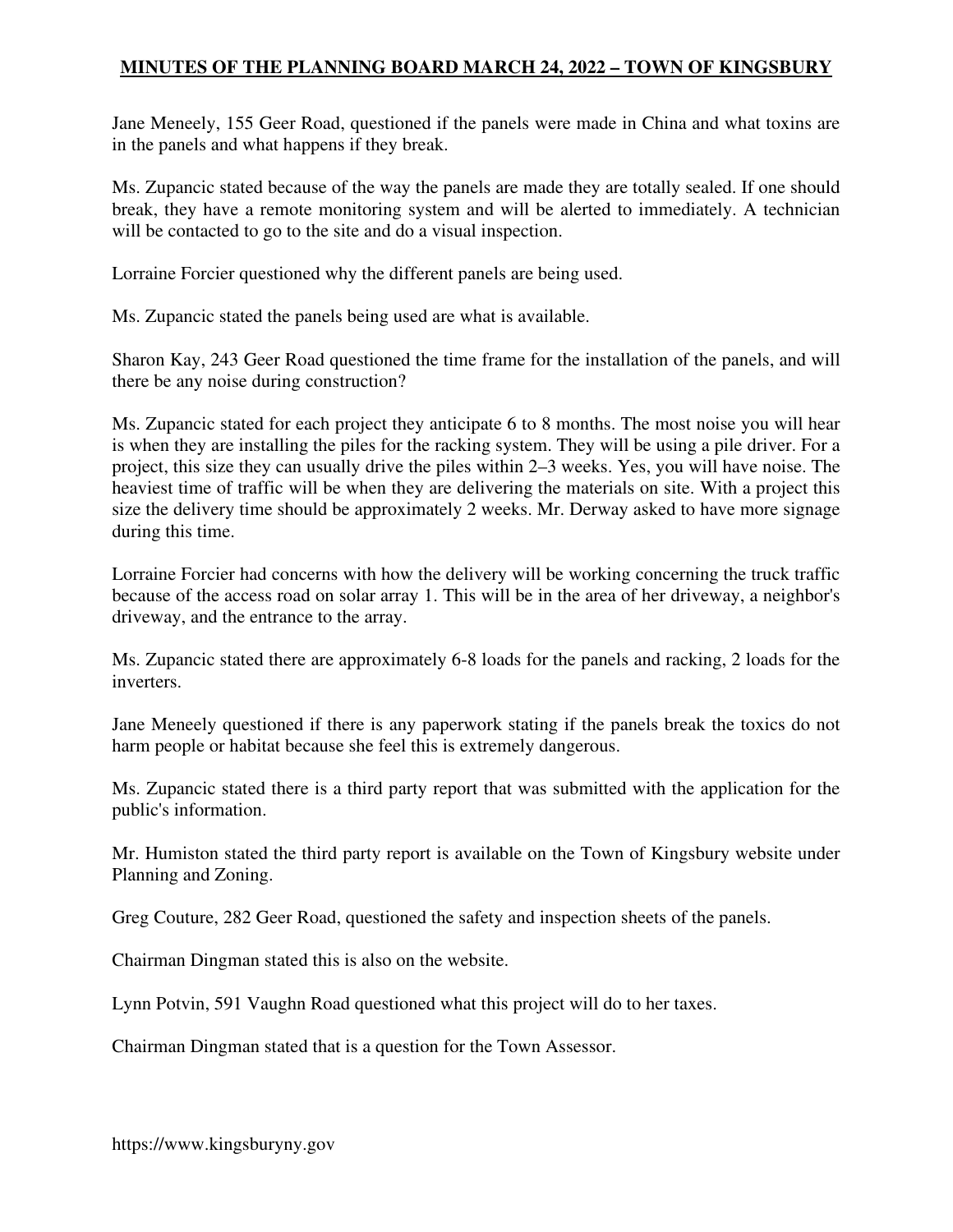Jane Meneely, 155 Geer Road, questioned if the panels were made in China and what toxins are in the panels and what happens if they break.

Ms. Zupancic stated because of the way the panels are made they are totally sealed. If one should break, they have a remote monitoring system and will be alerted to immediately. A technician will be contacted to go to the site and do a visual inspection.

Lorraine Forcier questioned why the different panels are being used.

Ms. Zupancic stated the panels being used are what is available.

Sharon Kay, 243 Geer Road questioned the time frame for the installation of the panels, and will there be any noise during construction?

Ms. Zupancic stated for each project they anticipate 6 to 8 months. The most noise you will hear is when they are installing the piles for the racking system. They will be using a pile driver. For a project, this size they can usually drive the piles within 2–3 weeks. Yes, you will have noise. The heaviest time of traffic will be when they are delivering the materials on site. With a project this size the delivery time should be approximately 2 weeks. Mr. Derway asked to have more signage during this time.

Lorraine Forcier had concerns with how the delivery will be working concerning the truck traffic because of the access road on solar array 1. This will be in the area of her driveway, a neighbor's driveway, and the entrance to the array.

Ms. Zupancic stated there are approximately 6-8 loads for the panels and racking, 2 loads for the inverters.

Jane Meneely questioned if there is any paperwork stating if the panels break the toxics do not harm people or habitat because she feel this is extremely dangerous.

Ms. Zupancic stated there is a third party report that was submitted with the application for the public's information.

Mr. Humiston stated the third party report is available on the Town of Kingsbury website under Planning and Zoning.

Greg Couture, 282 Geer Road, questioned the safety and inspection sheets of the panels.

Chairman Dingman stated this is also on the website.

Lynn Potvin, 591 Vaughn Road questioned what this project will do to her taxes.

Chairman Dingman stated that is a question for the Town Assessor.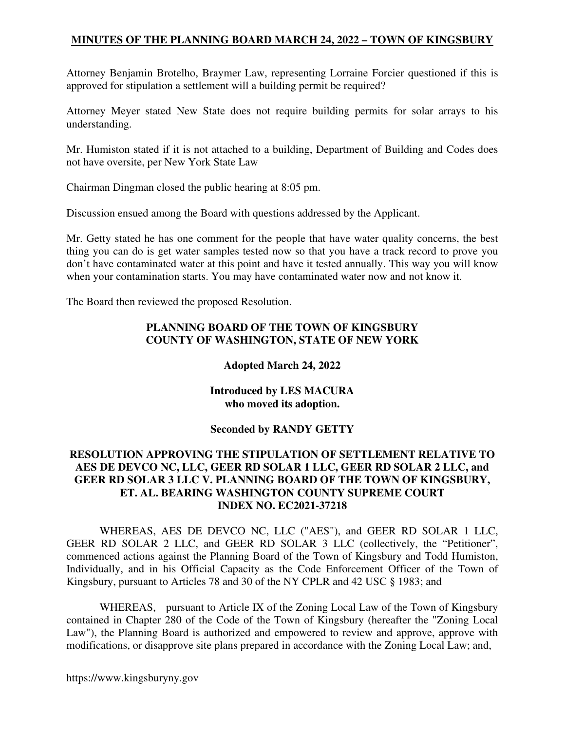Attorney Benjamin Brotelho, Braymer Law, representing Lorraine Forcier questioned if this is approved for stipulation a settlement will a building permit be required?

Attorney Meyer stated New State does not require building permits for solar arrays to his understanding.

Mr. Humiston stated if it is not attached to a building, Department of Building and Codes does not have oversite, per New York State Law

Chairman Dingman closed the public hearing at 8:05 pm.

Discussion ensued among the Board with questions addressed by the Applicant.

Mr. Getty stated he has one comment for the people that have water quality concerns, the best thing you can do is get water samples tested now so that you have a track record to prove you don't have contaminated water at this point and have it tested annually. This way you will know when your contamination starts. You may have contaminated water now and not know it.

The Board then reviewed the proposed Resolution.

**PLANNING BOARD OF THE TOWN OF KINGSBURY**
**COUNTY OF WASHINGTON, STATE OF NEW YORK**

**Adopted March 24, 2022**

**Introduced by LES MACURA**
**who moved its adoption.**

**Seconded by RANDY GETTY**

**RESOLUTION APPROVING THE STIPULATION OF SETTLEMENT RELATIVE TO AES DE DEVCO NC, LLC, GEER RD SOLAR 1 LLC, GEER RD SOLAR 2 LLC, and GEER RD SOLAR 3 LLC V. PLANNING BOARD OF THE TOWN OF KINGSBURY, ET. AL. BEARING WASHINGTON COUNTY SUPREME COURT INDEX NO. EC2021-37218**

WHEREAS, AES DE DEVCO NC, LLC ("AES"), and GEER RD SOLAR 1 LLC, GEER RD SOLAR 2 LLC, and GEER RD SOLAR 3 LLC (collectively, the "Petitioner", commenced actions against the Planning Board of the Town of Kingsbury and Todd Humiston, Individually, and in his Official Capacity as the Code Enforcement Officer of the Town of Kingsbury, pursuant to Articles 78 and 30 of the NY CPLR and 42 USC § 1983; and

WHEREAS, pursuant to Article IX of the Zoning Local Law of the Town of Kingsbury contained in Chapter 280 of the Code of the Town of Kingsbury (hereafter the "Zoning Local Law"), the Planning Board is authorized and empowered to review and approve, approve with modifications, or disapprove site plans prepared in accordance with the Zoning Local Law; and,

https://www.kingsburyny.gov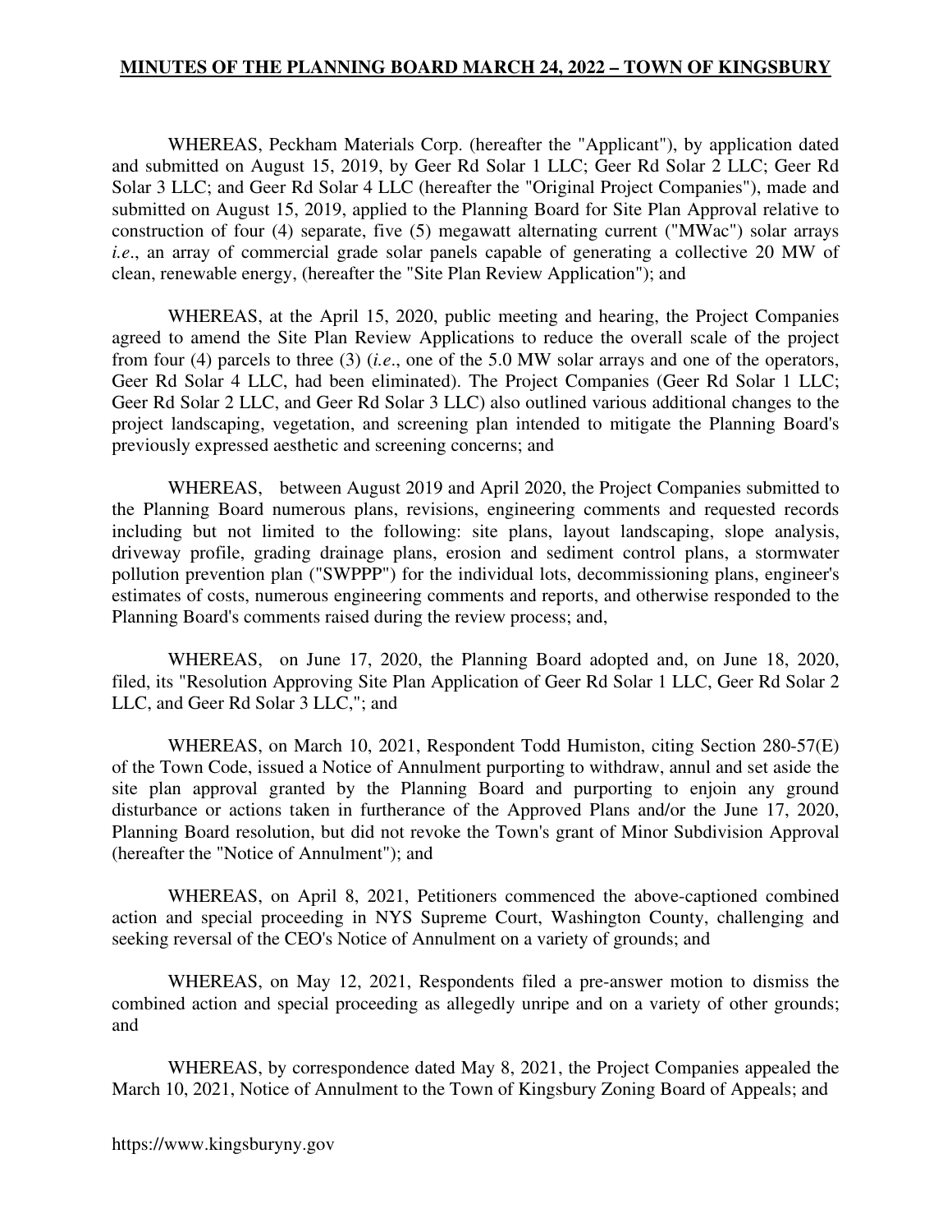WHEREAS, Peckham Materials Corp. (hereafter the "Applicant"), by application dated and submitted on August 15, 2019, by Geer Rd Solar 1 LLC; Geer Rd Solar 2 LLC; Geer Rd Solar 3 LLC; and Geer Rd Solar 4 LLC (hereafter the "Original Project Companies"), made and submitted on August 15, 2019, applied to the Planning Board for Site Plan Approval relative to construction of four (4) separate, five (5) megawatt alternating current ("MWac") solar arrays *i.e*., an array of commercial grade solar panels capable of generating a collective 20 MW of clean, renewable energy, (hereafter the "Site Plan Review Application"); and

WHEREAS, at the April 15, 2020, public meeting and hearing, the Project Companies agreed to amend the Site Plan Review Applications to reduce the overall scale of the project from four (4) parcels to three (3) (*i.e*., one of the 5.0 MW solar arrays and one of the operators, Geer Rd Solar 4 LLC, had been eliminated). The Project Companies (Geer Rd Solar 1 LLC; Geer Rd Solar 2 LLC, and Geer Rd Solar 3 LLC) also outlined various additional changes to the project landscaping, vegetation, and screening plan intended to mitigate the Planning Board's previously expressed aesthetic and screening concerns; and

WHEREAS, between August 2019 and April 2020, the Project Companies submitted to the Planning Board numerous plans, revisions, engineering comments and requested records including but not limited to the following: site plans, layout landscaping, slope analysis, driveway profile, grading drainage plans, erosion and sediment control plans, a stormwater pollution prevention plan ("SWPPP") for the individual lots, decommissioning plans, engineer's estimates of costs, numerous engineering comments and reports, and otherwise responded to the Planning Board's comments raised during the review process; and,

WHEREAS, on June 17, 2020, the Planning Board adopted and, on June 18, 2020, filed, its "Resolution Approving Site Plan Application of Geer Rd Solar 1 LLC, Geer Rd Solar 2 LLC, and Geer Rd Solar 3 LLC,"; and

WHEREAS, on March 10, 2021, Respondent Todd Humiston, citing Section 280-57(E) of the Town Code, issued a Notice of Annulment purporting to withdraw, annul and set aside the site plan approval granted by the Planning Board and purporting to enjoin any ground disturbance or actions taken in furtherance of the Approved Plans and/or the June 17, 2020, Planning Board resolution, but did not revoke the Town's grant of Minor Subdivision Approval (hereafter the "Notice of Annulment"); and

WHEREAS, on April 8, 2021, Petitioners commenced the above-captioned combined action and special proceeding in NYS Supreme Court, Washington County, challenging and seeking reversal of the CEO's Notice of Annulment on a variety of grounds; and

WHEREAS, on May 12, 2021, Respondents filed a pre-answer motion to dismiss the combined action and special proceeding as allegedly unripe and on a variety of other grounds; and

WHEREAS, by correspondence dated May 8, 2021, the Project Companies appealed the March 10, 2021, Notice of Annulment to the Town of Kingsbury Zoning Board of Appeals; and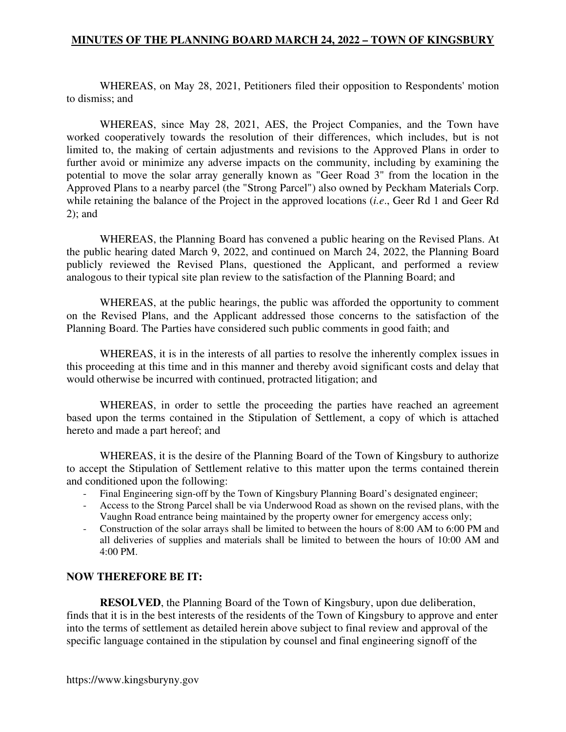WHEREAS, on May 28, 2021, Petitioners filed their opposition to Respondents' motion to dismiss; and

WHEREAS, since May 28, 2021, AES, the Project Companies, and the Town have worked cooperatively towards the resolution of their differences, which includes, but is not limited to, the making of certain adjustments and revisions to the Approved Plans in order to further avoid or minimize any adverse impacts on the community, including by examining the potential to move the solar array generally known as "Geer Road 3" from the location in the Approved Plans to a nearby parcel (the "Strong Parcel") also owned by Peckham Materials Corp. while retaining the balance of the Project in the approved locations (*i.e*., Geer Rd 1 and Geer Rd 2); and

WHEREAS, the Planning Board has convened a public hearing on the Revised Plans. At the public hearing dated March 9, 2022, and continued on March 24, 2022, the Planning Board publicly reviewed the Revised Plans, questioned the Applicant, and performed a review analogous to their typical site plan review to the satisfaction of the Planning Board; and

WHEREAS, at the public hearings, the public was afforded the opportunity to comment on the Revised Plans, and the Applicant addressed those concerns to the satisfaction of the Planning Board. The Parties have considered such public comments in good faith; and

WHEREAS, it is in the interests of all parties to resolve the inherently complex issues in this proceeding at this time and in this manner and thereby avoid significant costs and delay that would otherwise be incurred with continued, protracted litigation; and

WHEREAS, in order to settle the proceeding the parties have reached an agreement based upon the terms contained in the Stipulation of Settlement, a copy of which is attached hereto and made a part hereof; and

WHEREAS, it is the desire of the Planning Board of the Town of Kingsbury to authorize to accept the Stipulation of Settlement relative to this matter upon the terms contained therein and conditioned upon the following:

- Final Engineering sign-off by the Town of Kingsbury Planning Board's designated engineer;
- Access to the Strong Parcel shall be via Underwood Road as shown on the revised plans, with the Vaughn Road entrance being maintained by the property owner for emergency access only;
- Construction of the solar arrays shall be limited to between the hours of 8:00 AM to 6:00 PM and all deliveries of supplies and materials shall be limited to between the hours of 10:00 AM and 4:00 PM.

**NOW THEREFORE BE IT:**

**RESOLVED**, the Planning Board of the Town of Kingsbury, upon due deliberation, finds that it is in the best interests of the residents of the Town of Kingsbury to approve and enter into the terms of settlement as detailed herein above subject to final review and approval of the specific language contained in the stipulation by counsel and final engineering signoff of the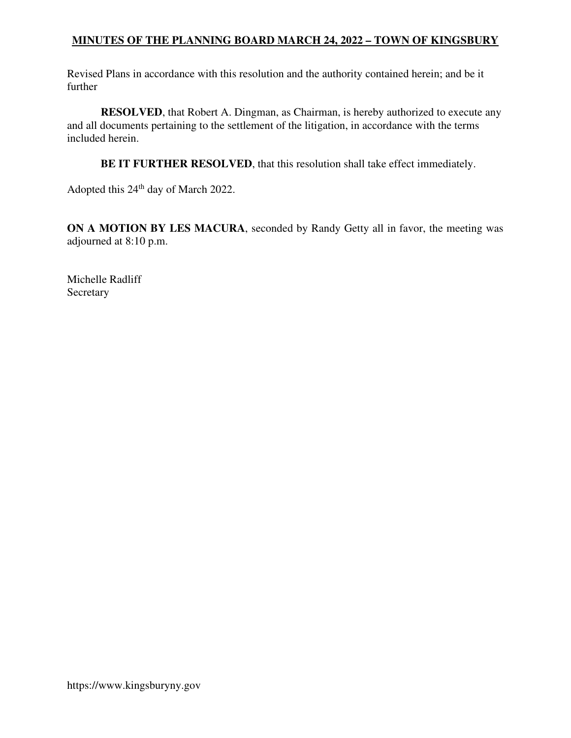Revised Plans in accordance with this resolution and the authority contained herein; and be it further

**RESOLVED**, that Robert A. Dingman, as Chairman, is hereby authorized to execute any and all documents pertaining to the settlement of the litigation, in accordance with the terms included herein.

**BE IT FURTHER RESOLVED**, that this resolution shall take effect immediately.

Adopted this 24th day of March 2022.

**ON A MOTION BY LES MACURA**, seconded by Randy Getty all in favor, the meeting was adjourned at 8:10 p.m.

Michelle Radliff
Secretary